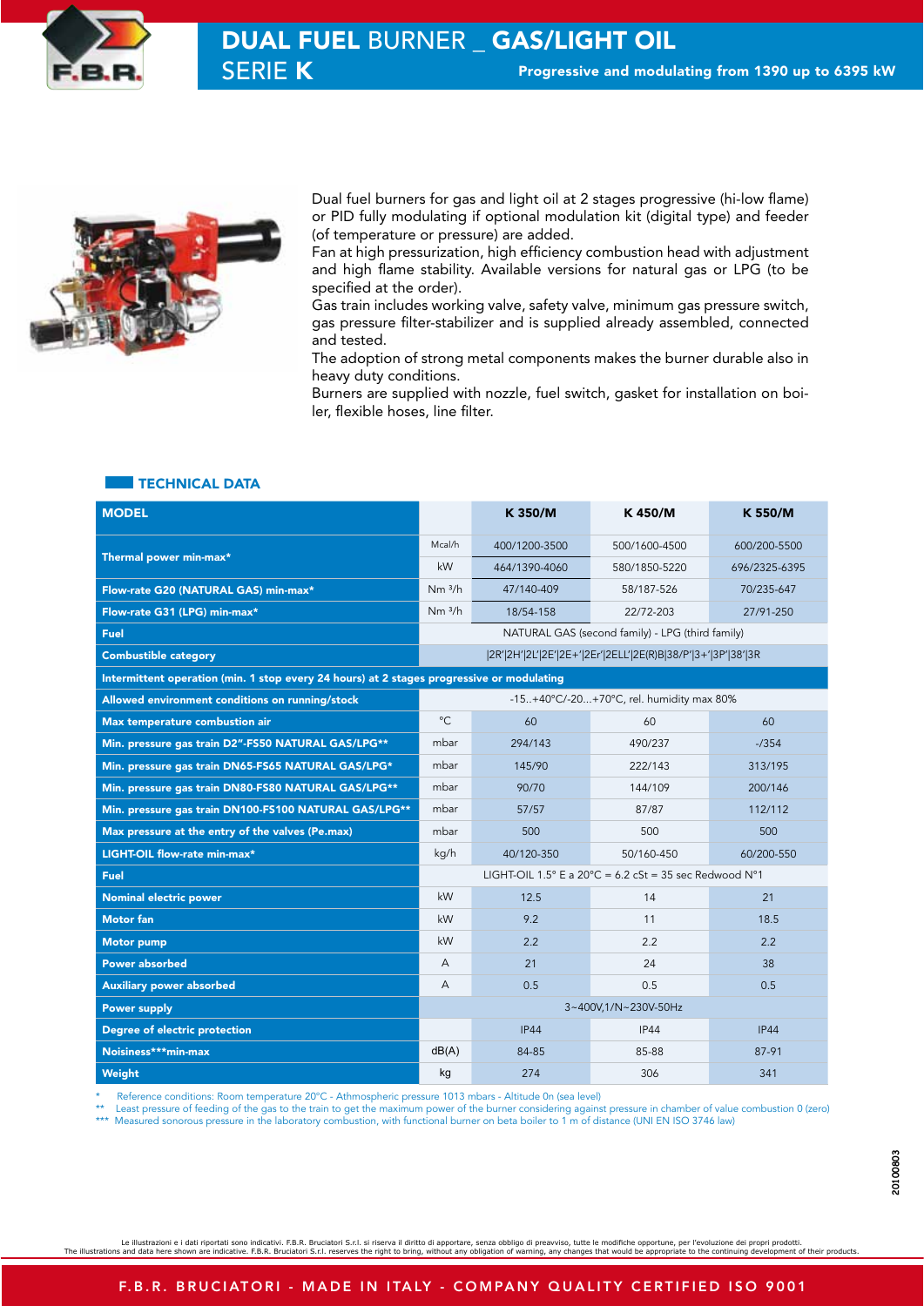# DUAL FUEL BURNER _ GAS/LIGHT OIL

## SERIE K

**Progressive and modulating from 1390 up to 6395 kW**

Dual fuel burners for gas and light oil at 2 stages progressive (hi-low flame) or PID fully modulating if optional modulation kit (digital type) and feeder (of temperature or pressure) are added.
Fan at high pressurization, high efficiency combustion head with adjustment and high flame stability. Available versions for natural gas or LPG (to be specified at the order).
Gas train includes working valve, safety valve, minimum gas pressure switch, gas pressure filter-stabilizer and is supplied already assembled, connected and tested.
The adoption of strong metal components makes the burner durable also in heavy duty conditions.
Burners are supplied with nozzle, fuel switch, gasket for installation on boiler, flexible hoses, line filter.

### TECHNICAL DATA

| MODEL | | K 350/M | K 450/M | K 550/M |
|---|---|---|---|---|
| Thermal power min-max* | Mcal/h | 400/1200-3500 | 500/1600-4500 | 600/200-5500 |
| | kW | 464/1390-4060 | 580/1850-5220 | 696/2325-6395 |
| Flow-rate G20 (NATURAL GAS) min-max* | Nm ³/h | 47/140-409 | 58/187-526 | 70/235-647 |
| Flow-rate G31 (LPG) min-max* | Nm ³/h | 18/54-158 | 22/72-203 | 27/91-250 |
| Fuel | | NATURAL GAS (second family) - LPG (third family) | | |
| Combustible category | | \|2R'\|2H'\|2L'\|2E'\|2E+'\|2Er'\|2ELL'\|2E(R)B\|38/P'\|3+'\|3P'\|38'\|3R | | |
| Intermittent operation (min. 1 stop every 24 hours) at 2 stages progressive or modulating | | | | |
| Allowed environment conditions on running/stock | | -15..+40°C/-20...+70°C, rel. humidity max 80% | | |
| Max temperature combustion air | °C | 60 | 60 | 60 |
| Min. pressure gas train D2"-FS50 NATURAL GAS/LPG** | mbar | 294/143 | 490/237 | -/354 |
| Min. pressure gas train DN65-FS65 NATURAL GAS/LPG* | mbar | 145/90 | 222/143 | 313/195 |
| Min. pressure gas train DN80-FS80 NATURAL GAS/LPG** | mbar | 90/70 | 144/109 | 200/146 |
| Min. pressure gas train DN100-FS100 NATURAL GAS/LPG** | mbar | 57/57 | 87/87 | 112/112 |
| Max pressure at the entry of the valves (Pe.max) | mbar | 500 | 500 | 500 |
| LIGHT-OIL flow-rate min-max* | kg/h | 40/120-350 | 50/160-450 | 60/200-550 |
| Fuel | | LIGHT-OIL 1.5° E a 20°C = 6.2 cSt = 35 sec Redwood N°1 | | |
| Nominal electric power | kW | 12.5 | 14 | 21 |
| Motor fan | kW | 9.2 | 11 | 18.5 |
| Motor pump | kW | 2.2 | 2.2 | 2.2 |
| Power absorbed | A | 21 | 24 | 38 |
| Auxiliary power absorbed | A | 0.5 | 0.5 | 0.5 |
| Power supply | | 3~400V,1/N~230V-50Hz | | |
| Degree of electric protection | | IP44 | IP44 | IP44 |
| Noisiness***min-max | dB(A) | 84-85 | 85-88 | 87-91 |
| Weight | kg | 274 | 306 | 341 |

\* Reference conditions: Room temperature 20°C - Athmospheric pressure 1013 mbars - Altitude 0n (sea level)
\*\* Least pressure of feeding of the gas to the train to get the maximum power of the burner considering against pressure in chamber of value combustion 0 (zero)
\*\*\* Measured sonorous pressure in the laboratory combustion, with functional burner on beta boiler to 1 m of distance (UNI EN ISO 3746 law)

20100803

Le illustrazioni e i dati riportati sono indicativi. F.B.R. Bruciatori S.r.l. si riserva il diritto di apportare, senza obbligo di preavviso, tutte le modifiche opportune, per l'evoluzione dei propri prodotti.
The illustrations and data here shown are indicative. F.B.R. Bruciatori S.r.l. reserves the right to bring, without any obligation of warning, any changes that would be appropriate to the continuing development of their products.

F.B.R. BRUCIATORI - MADE IN ITALY - COMPANY QUALITY CERTIFIED ISO 9001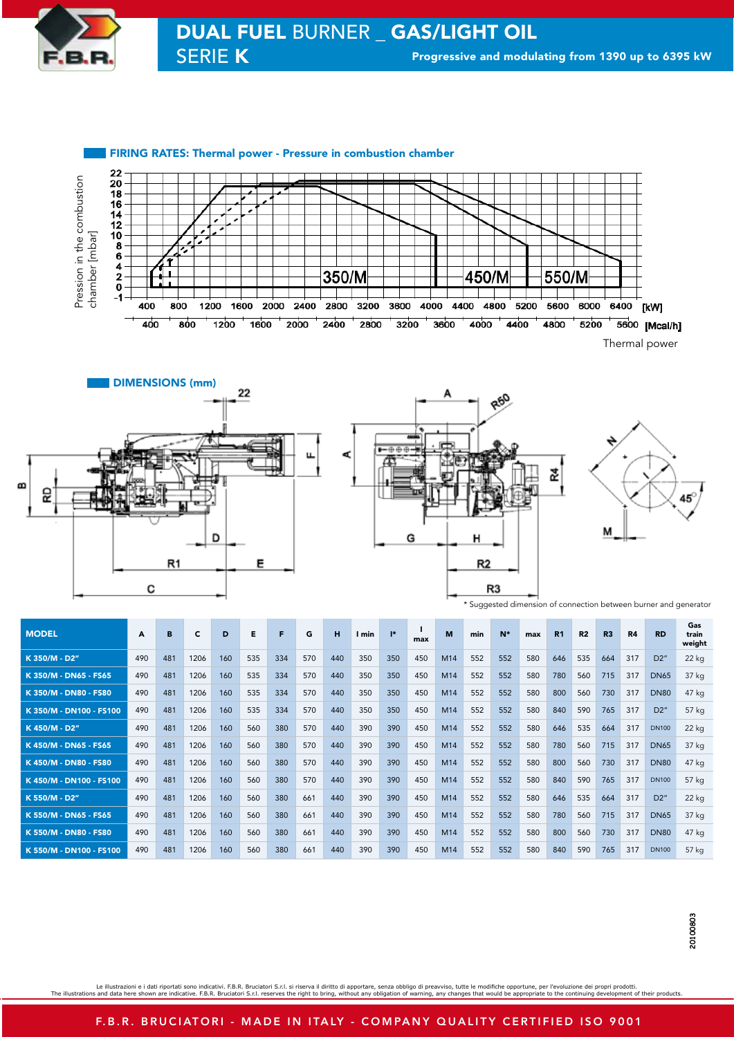# DUAL FUEL BURNER _ GAS/LIGHT OIL
## SERIE K
Progressive and modulating from 1390 up to 6395 kW

### FIRING RATES: Thermal power - Pressure in combustion chamber

Pression in the combustion chamber [mbar]

22
20
18
16
14
12
10
8
6
4
2
0
-1

350/M
450/M
550/M

400 800 1200 1600 2000 2400 2800 3200 3600 4000 4400 4800 5200 5600 6000 6400 [kW]

400 800 1200 1600 2000 2400 2800 3200 3600 4000 4400 4800 5200 5600 [Mcal/h]

Thermal power

### DIMENSIONS (mm)

22
A
R50
F
B
RD
A
R4
N
45°
M
D
R1
E
G
H
R2
C
R3

\* Suggested dimension of connection between burner and generator

| MODEL | A | B | C | D | E | F | G | H | I min | I* | I max | M | min | N* | max | R1 | R2 | R3 | R4 | RD | Gas train weight |
|---|---|---|---|---|---|---|---|---|---|---|---|---|---|---|---|---|---|---|---|---|---|
| K 350/M - D2" | 490 | 481 | 1206 | 160 | 535 | 334 | 570 | 440 | 350 | 350 | 450 | M14 | 552 | 552 | 580 | 646 | 535 | 664 | 317 | D2" | 22 kg |
| K 350/M - DN65 - FS65 | 490 | 481 | 1206 | 160 | 535 | 334 | 570 | 440 | 350 | 350 | 450 | M14 | 552 | 552 | 580 | 780 | 560 | 715 | 317 | DN65 | 37 kg |
| K 350/M - DN80 - FS80 | 490 | 481 | 1206 | 160 | 535 | 334 | 570 | 440 | 350 | 350 | 450 | M14 | 552 | 552 | 580 | 800 | 560 | 730 | 317 | DN80 | 47 kg |
| K 350/M - DN100 - FS100 | 490 | 481 | 1206 | 160 | 535 | 334 | 570 | 440 | 350 | 350 | 450 | M14 | 552 | 552 | 580 | 840 | 590 | 765 | 317 | D2" | 57 kg |
| K 450/M - D2" | 490 | 481 | 1206 | 160 | 560 | 380 | 570 | 440 | 390 | 390 | 450 | M14 | 552 | 552 | 580 | 646 | 535 | 664 | 317 | DN100 | 22 kg |
| K 450/M - DN65 - FS65 | 490 | 481 | 1206 | 160 | 560 | 380 | 570 | 440 | 390 | 390 | 450 | M14 | 552 | 552 | 580 | 780 | 560 | 715 | 317 | DN65 | 37 kg |
| K 450/M - DN80 - FS80 | 490 | 481 | 1206 | 160 | 560 | 380 | 570 | 440 | 390 | 390 | 450 | M14 | 552 | 552 | 580 | 800 | 560 | 730 | 317 | DN80 | 47 kg |
| K 450/M - DN100 - FS100 | 490 | 481 | 1206 | 160 | 560 | 380 | 570 | 440 | 390 | 390 | 450 | M14 | 552 | 552 | 580 | 840 | 590 | 765 | 317 | DN100 | 57 kg |
| K 550/M - D2" | 490 | 481 | 1206 | 160 | 560 | 380 | 661 | 440 | 390 | 390 | 450 | M14 | 552 | 552 | 580 | 646 | 535 | 664 | 317 | D2" | 22 kg |
| K 550/M - DN65 - FS65 | 490 | 481 | 1206 | 160 | 560 | 380 | 661 | 440 | 390 | 390 | 450 | M14 | 552 | 552 | 580 | 780 | 560 | 715 | 317 | DN65 | 37 kg |
| K 550/M - DN80 - FS80 | 490 | 481 | 1206 | 160 | 560 | 380 | 661 | 440 | 390 | 390 | 450 | M14 | 552 | 552 | 580 | 800 | 560 | 730 | 317 | DN80 | 47 kg |
| K 550/M - DN100 - FS100 | 490 | 481 | 1206 | 160 | 560 | 380 | 661 | 440 | 390 | 390 | 450 | M14 | 552 | 552 | 580 | 840 | 590 | 765 | 317 | DN100 | 57 kg |

20100803

Le illustrazioni e i dati riportati sono indicativi. F.B.R. Bruciatori S.r.l. si riserva il diritto di apportare, senza obbligo di preavviso, tutte le modifiche opportune, per l'evoluzione dei propri prodotti.
The illustrations and data here shown are indicative. F.B.R. Bruciatori S.r.l. reserves the right to bring, without any obligation of warning, any changes that would be appropriate to the continuing development of their products.

F.B.R. BRUCIATORI - MADE IN ITALY - COMPANY QUALITY CERTIFIED ISO 9001